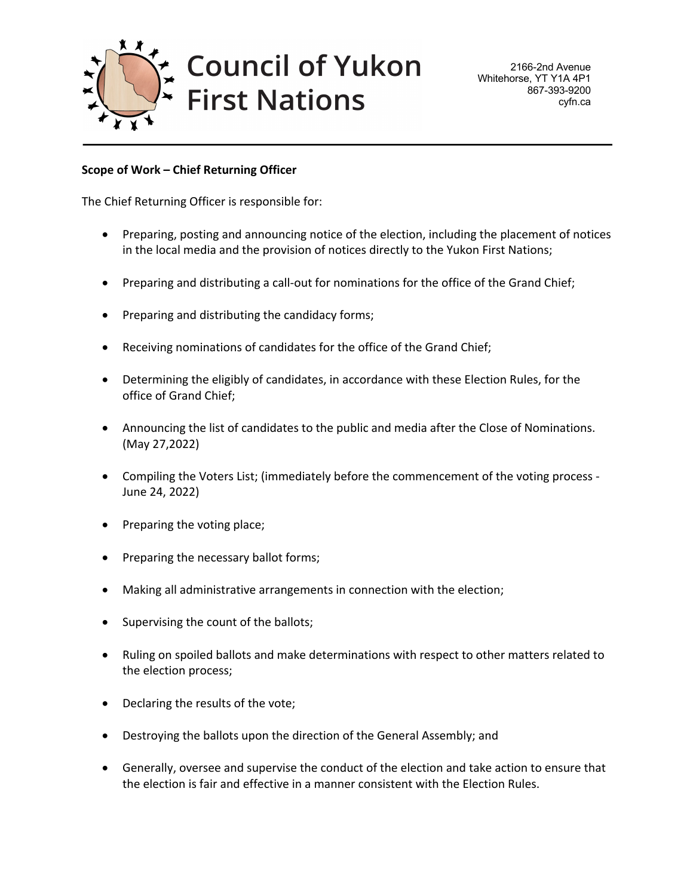# Council of Yukon First Nations

2166-2nd Avenue
Whitehorse, YT Y1A 4P1
867-393-9200
cyfn.ca

**Scope of Work – Chief Returning Officer**

The Chief Returning Officer is responsible for:

- Preparing, posting and announcing notice of the election, including the placement of notices in the local media and the provision of notices directly to the Yukon First Nations;
- Preparing and distributing a call-out for nominations for the office of the Grand Chief;
- Preparing and distributing the candidacy forms;
- Receiving nominations of candidates for the office of the Grand Chief;
- Determining the eligibly of candidates, in accordance with these Election Rules, for the office of Grand Chief;
- Announcing the list of candidates to the public and media after the Close of Nominations. (May 27,2022)
- Compiling the Voters List; (immediately before the commencement of the voting process - June 24, 2022)
- Preparing the voting place;
- Preparing the necessary ballot forms;
- Making all administrative arrangements in connection with the election;
- Supervising the count of the ballots;
- Ruling on spoiled ballots and make determinations with respect to other matters related to the election process;
- Declaring the results of the vote;
- Destroying the ballots upon the direction of the General Assembly; and
- Generally, oversee and supervise the conduct of the election and take action to ensure that the election is fair and effective in a manner consistent with the Election Rules.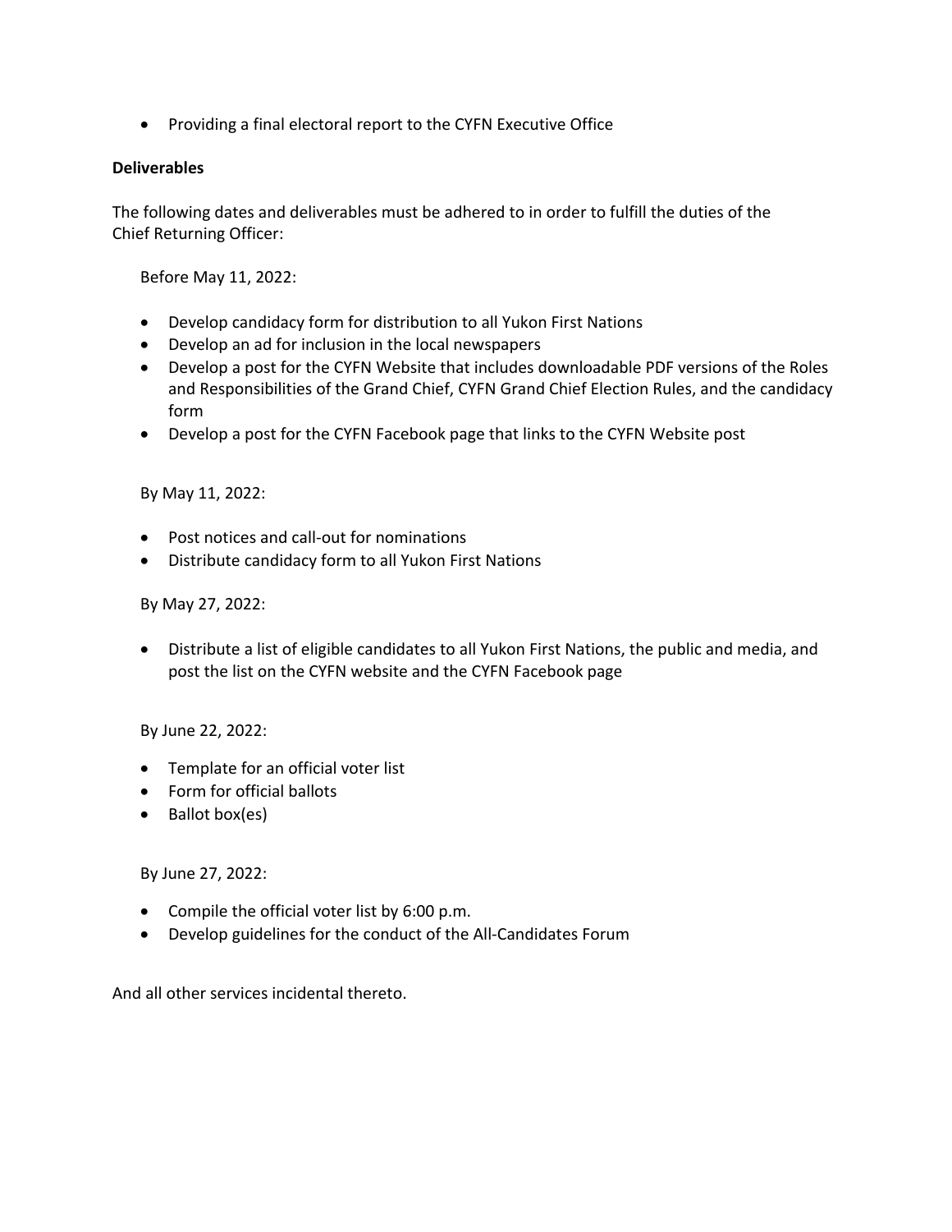- Providing a final electoral report to the CYFN Executive Office

**Deliverables**

The following dates and deliverables must be adhered to in order to fulfill the duties of the Chief Returning Officer:

Before May 11, 2022:

- Develop candidacy form for distribution to all Yukon First Nations
- Develop an ad for inclusion in the local newspapers
- Develop a post for the CYFN Website that includes downloadable PDF versions of the Roles and Responsibilities of the Grand Chief, CYFN Grand Chief Election Rules, and the candidacy form
- Develop a post for the CYFN Facebook page that links to the CYFN Website post

By May 11, 2022:

- Post notices and call-out for nominations
- Distribute candidacy form to all Yukon First Nations

By May 27, 2022:

- Distribute a list of eligible candidates to all Yukon First Nations, the public and media, and post the list on the CYFN website and the CYFN Facebook page

By June 22, 2022:

- Template for an official voter list
- Form for official ballots
- Ballot box(es)

By June 27, 2022:

- Compile the official voter list by 6:00 p.m.
- Develop guidelines for the conduct of the All-Candidates Forum

And all other services incidental thereto.